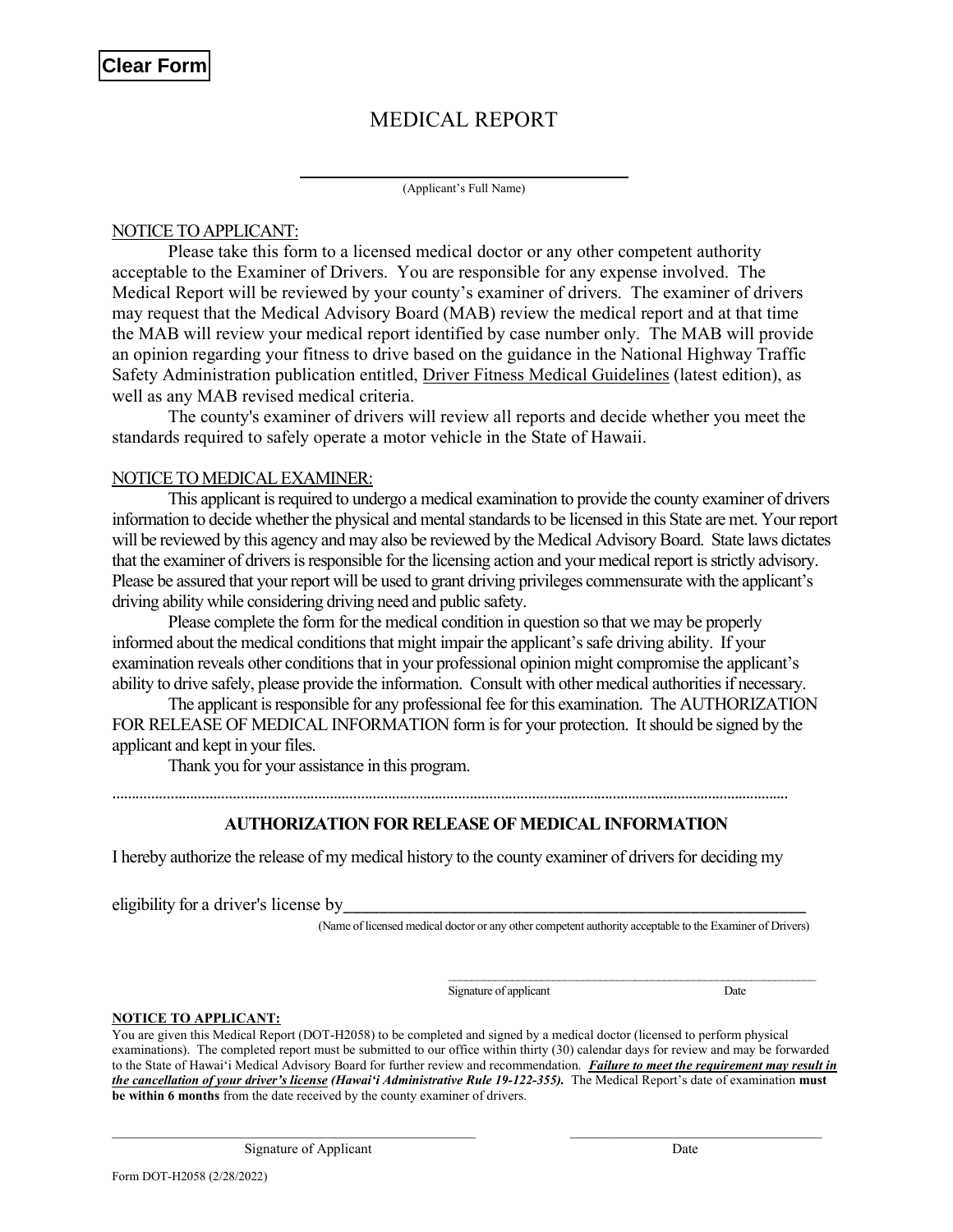Clear Form

# MEDICAL REPORT

\_\_\_\_\_\_\_\_\_\_\_\_\_\_\_\_\_\_\_\_\_\_\_\_\_\_\_\_\_\_\_\_\_\_\_\_\_\_\_\_
(Applicant's Full Name)

NOTICE TO APPLICANT:

Please take this form to a licensed medical doctor or any other competent authority acceptable to the Examiner of Drivers. You are responsible for any expense involved. The Medical Report will be reviewed by your county's examiner of drivers. The examiner of drivers may request that the Medical Advisory Board (MAB) review the medical report and at that time the MAB will review your medical report identified by case number only. The MAB will provide an opinion regarding your fitness to drive based on the guidance in the National Highway Traffic Safety Administration publication entitled, Driver Fitness Medical Guidelines (latest edition), as well as any MAB revised medical criteria.

The county's examiner of drivers will review all reports and decide whether you meet the standards required to safely operate a motor vehicle in the State of Hawaii.

NOTICE TO MEDICAL EXAMINER:

This applicant is required to undergo a medical examination to provide the county examiner of drivers information to decide whether the physical and mental standards to be licensed in this State are met. Your report will be reviewed by this agency and may also be reviewed by the Medical Advisory Board. State laws dictates that the examiner of drivers is responsible for the licensing action and your medical report is strictly advisory. Please be assured that your report will be used to grant driving privileges commensurate with the applicant's driving ability while considering driving need and public safety.

Please complete the form for the medical condition in question so that we may be properly informed about the medical conditions that might impair the applicant's safe driving ability. If your examination reveals other conditions that in your professional opinion might compromise the applicant's ability to drive safely, please provide the information. Consult with other medical authorities if necessary.

The applicant is responsible for any professional fee for this examination. The AUTHORIZATION FOR RELEASE OF MEDICAL INFORMATION form is for your protection. It should be signed by the applicant and kept in your files.

Thank you for your assistance in this program.

## AUTHORIZATION FOR RELEASE OF MEDICAL INFORMATION

I hereby authorize the release of my medical history to the county examiner of drivers for deciding my eligibility for a driver's license by\_\_\_\_\_\_\_\_\_\_\_\_\_\_\_\_\_\_\_\_\_\_\_\_\_\_\_\_\_\_\_\_\_\_\_\_\_\_\_\_\_\_\_\_
(Name of licensed medical doctor or any other competent authority acceptable to the Examiner of Drivers)

\_\_\_\_\_\_\_\_\_\_\_\_\_\_\_\_\_\_\_\_\_\_\_\_\_\_\_\_\_\_\_\_\_\_\_\_\_\_\_\_
Signature of applicant Date

**NOTICE TO APPLICANT:**

You are given this Medical Report (DOT-H2058) to be completed and signed by a medical doctor (licensed to perform physical examinations). The completed report must be submitted to our office within thirty (30) calendar days for review and may be forwarded to the State of Hawaiʻi Medical Advisory Board for further review and recommendation. ***Failure to meet the requirement may result in the cancellation of your driver's license (Hawaiʻi Administrative Rule 19-122-355).*** The Medical Report's date of examination **must be within 6 months** from the date received by the county examiner of drivers.

\_\_\_\_\_\_\_\_\_\_\_\_\_\_\_\_\_\_\_\_\_\_\_\_\_\_\_\_\_\_\_\_\_\_\_\_\_\_\_\_ \_\_\_\_\_\_\_\_\_\_\_\_\_\_\_\_\_\_\_\_\_\_\_\_\_\_\_\_
Signature of Applicant Date

Form DOT-H2058 (2/28/2022)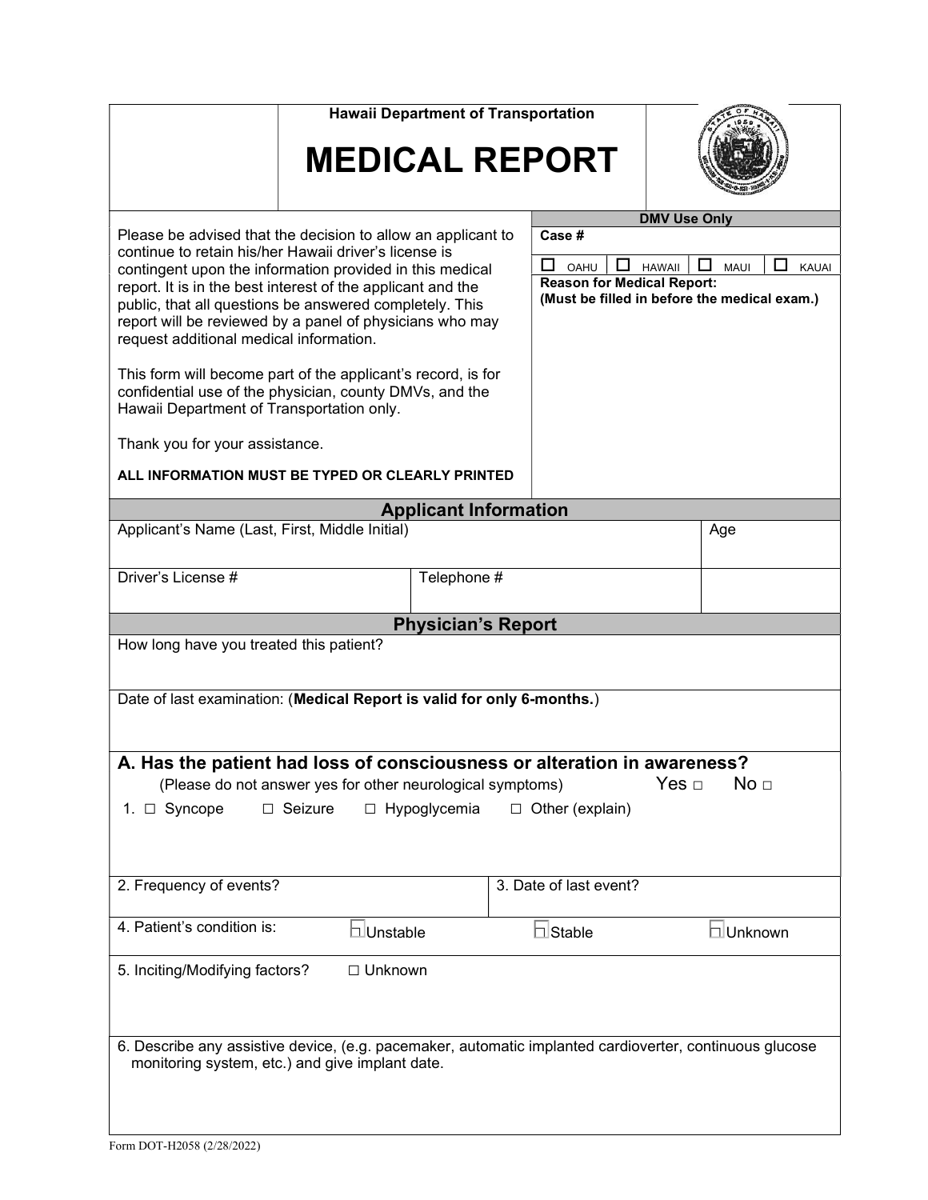Hawaii Department of Transportation

# MEDICAL REPORT

Please be advised that the decision to allow an applicant to continue to retain his/her Hawaii driver's license is contingent upon the information provided in this medical report. It is in the best interest of the applicant and the public, that all questions be answered completely. This report will be reviewed by a panel of physicians who may request additional medical information.

This form will become part of the applicant's record, is for confidential use of the physician, county DMVs, and the Hawaii Department of Transportation only.

Thank you for your assistance.

**ALL INFORMATION MUST BE TYPED OR CLEARLY PRINTED**

| DMV Use Only | | | |
|---|---|---|---|
| **Case #** | | | |
| ☐ OAHU | ☐ HAWAII | ☐ MAUI | ☐ KAUAI |
| **Reason for Medical Report:** **(Must be filled in before the medical exam.)** | | | |

## Applicant Information

| Applicant's Name (Last, First, Middle Initial) | | Age |
|---|---|---|
| Driver's License # | Telephone # | |

## Physician's Report

How long have you treated this patient?

Date of last examination: (**Medical Report is valid for only 6-months.**)

### A. Has the patient had loss of consciousness or alteration in awareness?

(Please do not answer yes for other neurological symptoms) Yes ☐ No ☐

1. ☐ Syncope ☐ Seizure ☐ Hypoglycemia ☐ Other (explain)

| 2. Frequency of events? | 3. Date of last event? |
|---|---|

4. Patient's condition is: ☐ Unstable ☐ Stable ☐ Unknown

5. Inciting/Modifying factors? ☐ Unknown

6. Describe any assistive device, (e.g. pacemaker, automatic implanted cardioverter, continuous glucose monitoring system, etc.) and give implant date.

Form DOT-H2058 (2/28/2022)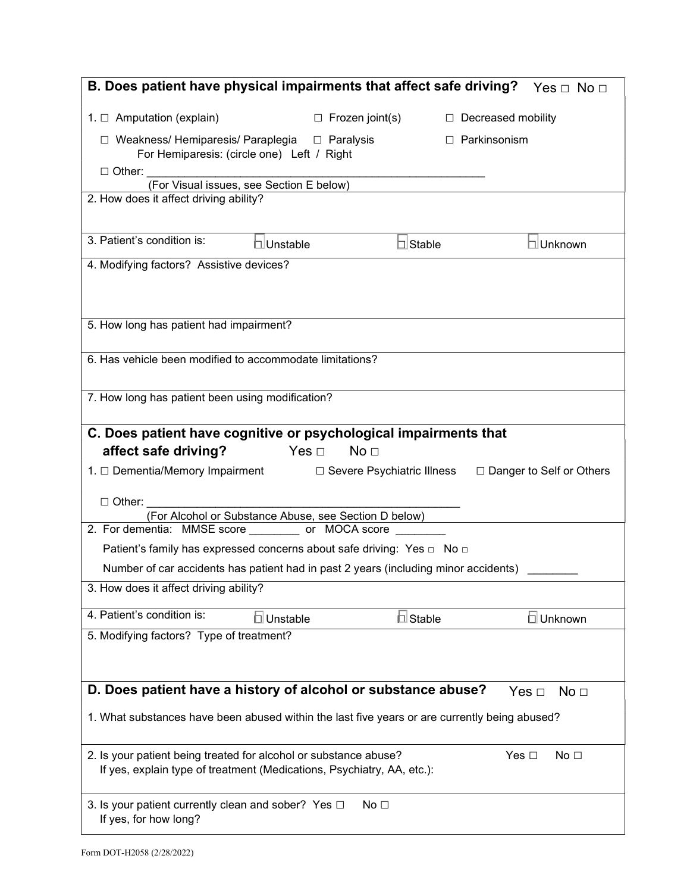## B. Does patient have physical impairments that affect safe driving? Yes □ No □

1. □ Amputation (explain) □ Frozen joint(s) □ Decreased mobility

   □ Weakness/ Hemiparesis/ Paraplegia □ Paralysis □ Parkinsonism

   For Hemiparesis: (circle one) Left / Right

   □ Other: ____________________________________________________

   (For Visual issues, see Section E below)

2. How does it affect driving ability?

3. Patient's condition is: □ Unstable □ Stable □ Unknown

4. Modifying factors? Assistive devices?

5. How long has patient had impairment?

6. Has vehicle been modified to accommodate limitations?

7. How long has patient been using modification?

## C. Does patient have cognitive or psychological impairments that affect safe driving? Yes □ No □

1. □ Dementia/Memory Impairment □ Severe Psychiatric Illness □ Danger to Self or Others

   □ Other: ________________________________________________

   (For Alcohol or Substance Abuse, see Section D below)

2. For dementia: MMSE score ________ or MOCA score ________

   Patient's family has expressed concerns about safe driving: Yes □ No □

   Number of car accidents has patient had in past 2 years (including minor accidents) ________

3. How does it affect driving ability?

4. Patient's condition is: □ Unstable □ Stable □ Unknown

5. Modifying factors? Type of treatment?

## D. Does patient have a history of alcohol or substance abuse? Yes □ No □

1. What substances have been abused within the last five years or are currently being abused?

2. Is your patient being treated for alcohol or substance abuse? Yes □ No □

   If yes, explain type of treatment (Medications, Psychiatry, AA, etc.):

3. Is your patient currently clean and sober? Yes □ No □

   If yes, for how long?

Form DOT-H2058 (2/28/2022)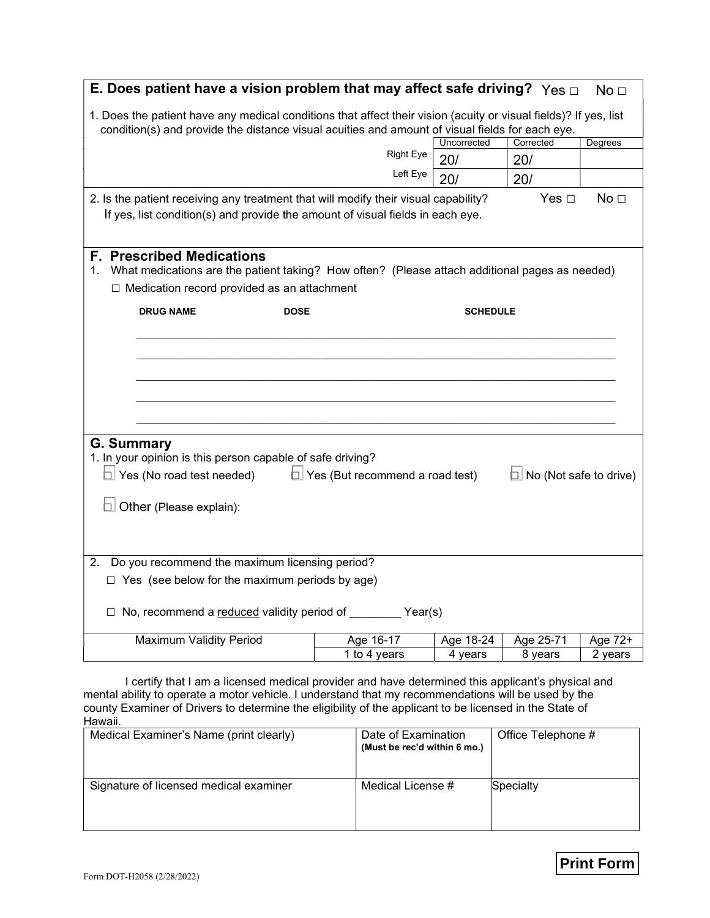## E. Does patient have a vision problem that may affect safe driving? Yes □ No □

1. Does the patient have any medical conditions that affect their vision (acuity or visual fields)? If yes, list condition(s) and provide the distance visual acuities and amount of visual fields for each eye.

| | Uncorrected | Corrected | Degrees |
|---|---|---|---|
| Right Eye | 20/ | 20/ | |
| Left Eye | 20/ | 20/ | |

2. Is the patient receiving any treatment that will modify their visual capability? Yes □ No □
   If yes, list condition(s) and provide the amount of visual fields in each eye.

## F. Prescribed Medications

1. What medications are the patient taking? How often? (Please attach additional pages as needed)

   □ Medication record provided as an attachment

   **DRUG NAME** **DOSE** **SCHEDULE**

   \_\_\_\_\_\_\_\_\_\_\_\_\_\_\_\_\_\_\_\_\_\_\_\_\_\_\_\_\_\_\_\_\_\_\_\_\_\_\_\_\_\_\_\_\_\_\_\_\_\_\_\_\_\_\_\_\_\_

   \_\_\_\_\_\_\_\_\_\_\_\_\_\_\_\_\_\_\_\_\_\_\_\_\_\_\_\_\_\_\_\_\_\_\_\_\_\_\_\_\_\_\_\_\_\_\_\_\_\_\_\_\_\_\_\_\_\_

   \_\_\_\_\_\_\_\_\_\_\_\_\_\_\_\_\_\_\_\_\_\_\_\_\_\_\_\_\_\_\_\_\_\_\_\_\_\_\_\_\_\_\_\_\_\_\_\_\_\_\_\_\_\_\_\_\_\_

   \_\_\_\_\_\_\_\_\_\_\_\_\_\_\_\_\_\_\_\_\_\_\_\_\_\_\_\_\_\_\_\_\_\_\_\_\_\_\_\_\_\_\_\_\_\_\_\_\_\_\_\_\_\_\_\_\_\_

   \_\_\_\_\_\_\_\_\_\_\_\_\_\_\_\_\_\_\_\_\_\_\_\_\_\_\_\_\_\_\_\_\_\_\_\_\_\_\_\_\_\_\_\_\_\_\_\_\_\_\_\_\_\_\_\_\_\_

## G. Summary

1. In your opinion is this person capable of safe driving?

   □ Yes (No road test needed) □ Yes (But recommend a road test) □ No (Not safe to drive)

   □ Other (Please explain):

2. Do you recommend the maximum licensing period?

   □ Yes (see below for the maximum periods by age)

   □ No, recommend a reduced validity period of \_\_\_\_\_\_\_\_ Year(s)

| Maximum Validity Period | Age 16-17 | Age 18-24 | Age 25-71 | Age 72+ |
|---|---|---|---|---|
| | 1 to 4 years | 4 years | 8 years | 2 years |

I certify that I am a licensed medical provider and have determined this applicant's physical and mental ability to operate a motor vehicle. I understand that my recommendations will be used by the county Examiner of Drivers to determine the eligibility of the applicant to be licensed in the State of Hawaii.

| Medical Examiner's Name (print clearly) | Date of Examination **(Must be rec'd within 6 mo.)** | Office Telephone # |
|---|---|---|
| Signature of licensed medical examiner | Medical License # | Specialty |

**Print Form**

Form DOT-H2058 (2/28/2022)